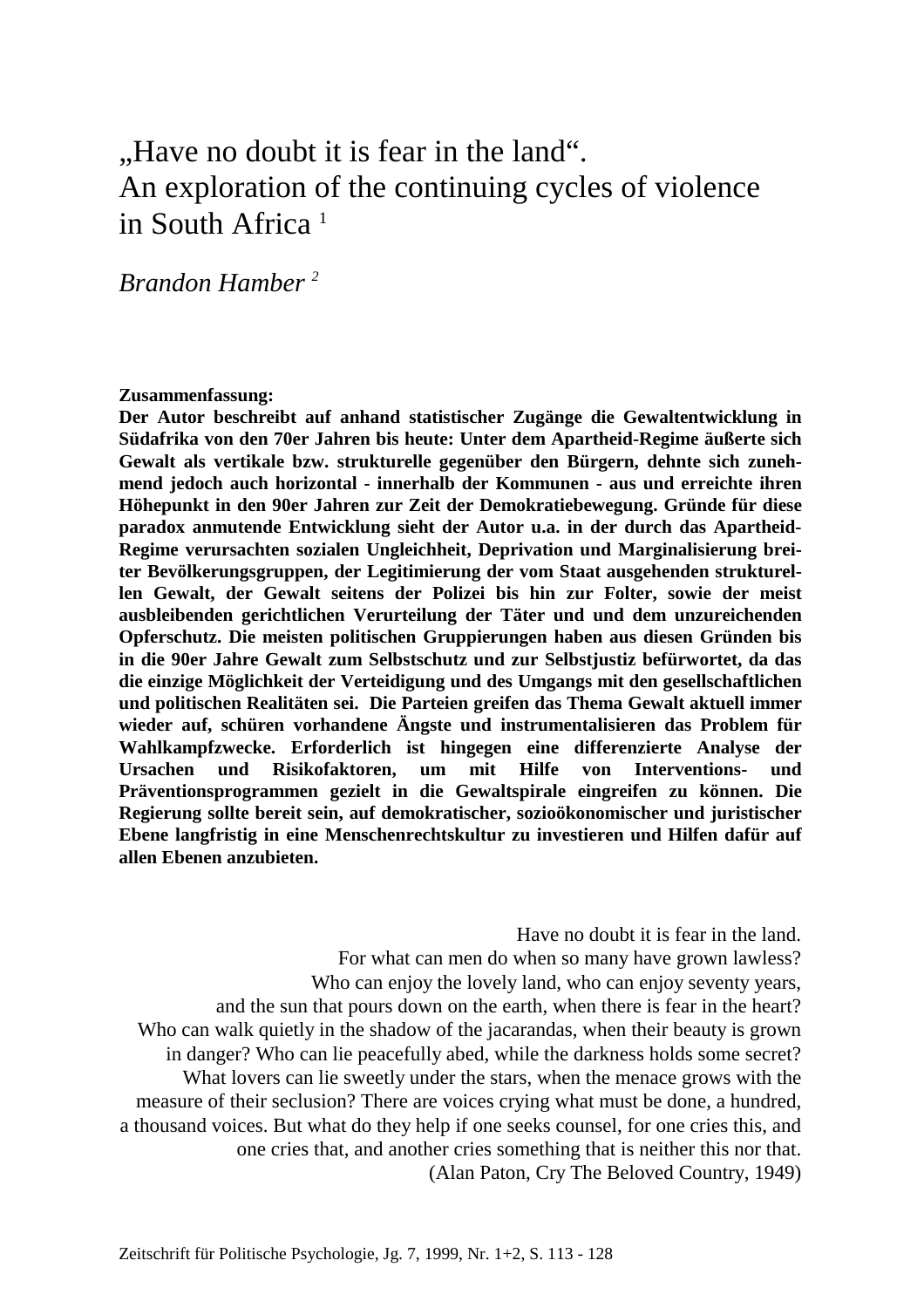# „Have no doubt it is fear in the land“. An exploration of the continuing cycles of violence in South Africa [1]

*Brandon Hamber [2]*

**Zusammenfassung:**
**Der Autor beschreibt auf anhand statistischer Zugänge die Gewaltentwicklung in Südafrika von den 70er Jahren bis heute: Unter dem Apartheid-Regime äußerte sich Gewalt als vertikale bzw. strukturelle gegenüber den Bürgern, dehnte sich zunehmend jedoch auch horizontal - innerhalb der Kommunen - aus und erreichte ihren Höhepunkt in den 90er Jahren zur Zeit der Demokratiebewegung. Gründe für diese paradox anmutende Entwicklung sieht der Autor u.a. in der durch das Apartheid-Regime verursachten sozialen Ungleichheit, Deprivation und Marginalisierung breiter Bevölkerungsgruppen, der Legitimierung der vom Staat ausgehenden strukturellen Gewalt, der Gewalt seitens der Polizei bis hin zur Folter, sowie der meist ausbleibenden gerichtlichen Verurteilung der Täter und und dem unzureichenden Opferschutz. Die meisten politischen Gruppierungen haben aus diesen Gründen bis in die 90er Jahre Gewalt zum Selbstschutz und zur Selbstjustiz befürwortet, da das die einzige Möglichkeit der Verteidigung und des Umgangs mit den gesellschaftlichen und politischen Realitäten sei. Die Parteien greifen das Thema Gewalt aktuell immer wieder auf, schüren vorhandene Ängste und instrumentalisieren das Problem für Wahlkampfzwecke. Erforderlich ist hingegen eine differenzierte Analyse der Ursachen und Risikofaktoren, um mit Hilfe von Interventions- und Präventionsprogrammen gezielt in die Gewaltspirale eingreifen zu können. Die Regierung sollte bereit sein, auf demokratischer, sozioökonomischer und juristischer Ebene langfristig in eine Menschenrechtskultur zu investieren und Hilfen dafür auf allen Ebenen anzubieten.**

> Have no doubt it is fear in the land.
> For what can men do when so many have grown lawless?
> Who can enjoy the lovely land, who can enjoy seventy years,
> and the sun that pours down on the earth, when there is fear in the heart?
> Who can walk quietly in the shadow of the jacarandas, when their beauty is grown in danger? Who can lie peacefully abed, while the darkness holds some secret?
> What lovers can lie sweetly under the stars, when the menace grows with the measure of their seclusion? There are voices crying what must be done, a hundred, a thousand voices. But what do they help if one seeks counsel, for one cries this, and one cries that, and another cries something that is neither this nor that.
> (Alan Paton, Cry The Beloved Country, 1949)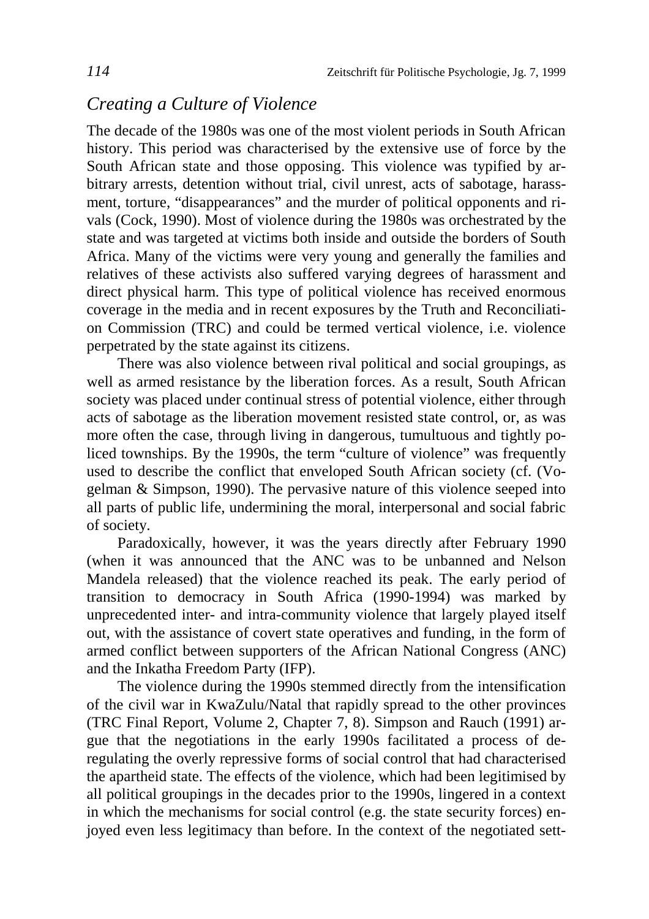## *Creating a Culture of Violence*

The decade of the 1980s was one of the most violent periods in South African history. This period was characterised by the extensive use of force by the South African state and those opposing. This violence was typified by arbitrary arrests, detention without trial, civil unrest, acts of sabotage, harassment, torture, "disappearances" and the murder of political opponents and rivals (Cock, 1990). Most of violence during the 1980s was orchestrated by the state and was targeted at victims both inside and outside the borders of South Africa. Many of the victims were very young and generally the families and relatives of these activists also suffered varying degrees of harassment and direct physical harm. This type of political violence has received enormous coverage in the media and in recent exposures by the Truth and Reconciliation Commission (TRC) and could be termed vertical violence, i.e. violence perpetrated by the state against its citizens.

There was also violence between rival political and social groupings, as well as armed resistance by the liberation forces. As a result, South African society was placed under continual stress of potential violence, either through acts of sabotage as the liberation movement resisted state control, or, as was more often the case, through living in dangerous, tumultuous and tightly policed townships. By the 1990s, the term "culture of violence" was frequently used to describe the conflict that enveloped South African society (cf. (Vogelman & Simpson, 1990). The pervasive nature of this violence seeped into all parts of public life, undermining the moral, interpersonal and social fabric of society.

Paradoxically, however, it was the years directly after February 1990 (when it was announced that the ANC was to be unbanned and Nelson Mandela released) that the violence reached its peak. The early period of transition to democracy in South Africa (1990-1994) was marked by unprecedented inter- and intra-community violence that largely played itself out, with the assistance of covert state operatives and funding, in the form of armed conflict between supporters of the African National Congress (ANC) and the Inkatha Freedom Party (IFP).

The violence during the 1990s stemmed directly from the intensification of the civil war in KwaZulu/Natal that rapidly spread to the other provinces (TRC Final Report, Volume 2, Chapter 7, 8). Simpson and Rauch (1991) argue that the negotiations in the early 1990s facilitated a process of deregulating the overly repressive forms of social control that had characterised the apartheid state. The effects of the violence, which had been legitimised by all political groupings in the decades prior to the 1990s, lingered in a context in which the mechanisms for social control (e.g. the state security forces) enjoyed even less legitimacy than before. In the context of the negotiated sett-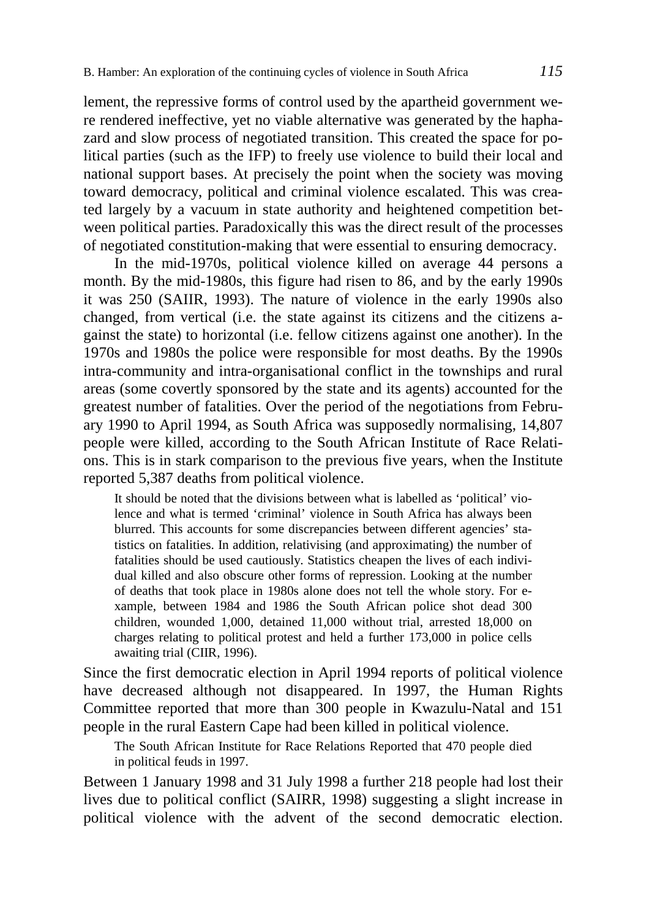lement, the repressive forms of control used by the apartheid government were rendered ineffective, yet no viable alternative was generated by the haphazard and slow process of negotiated transition. This created the space for political parties (such as the IFP) to freely use violence to build their local and national support bases. At precisely the point when the society was moving toward democracy, political and criminal violence escalated. This was created largely by a vacuum in state authority and heightened competition between political parties. Paradoxically this was the direct result of the processes of negotiated constitution-making that were essential to ensuring democracy.

In the mid-1970s, political violence killed on average 44 persons a month. By the mid-1980s, this figure had risen to 86, and by the early 1990s it was 250 (SAIIR, 1993). The nature of violence in the early 1990s also changed, from vertical (i.e. the state against its citizens and the citizens against the state) to horizontal (i.e. fellow citizens against one another). In the 1970s and 1980s the police were responsible for most deaths. By the 1990s intra-community and intra-organisational conflict in the townships and rural areas (some covertly sponsored by the state and its agents) accounted for the greatest number of fatalities. Over the period of the negotiations from February 1990 to April 1994, as South Africa was supposedly normalising, 14,807 people were killed, according to the South African Institute of Race Relations. This is in stark comparison to the previous five years, when the Institute reported 5,387 deaths from political violence.

> It should be noted that the divisions between what is labelled as 'political' violence and what is termed 'criminal' violence in South Africa has always been blurred. This accounts for some discrepancies between different agencies' statistics on fatalities. In addition, relativising (and approximating) the number of fatalities should be used cautiously. Statistics cheapen the lives of each individual killed and also obscure other forms of repression. Looking at the number of deaths that took place in 1980s alone does not tell the whole story. For example, between 1984 and 1986 the South African police shot dead 300 children, wounded 1,000, detained 11,000 without trial, arrested 18,000 on charges relating to political protest and held a further 173,000 in police cells awaiting trial (CIIR, 1996).

Since the first democratic election in April 1994 reports of political violence have decreased although not disappeared. In 1997, the Human Rights Committee reported that more than 300 people in Kwazulu-Natal and 151 people in the rural Eastern Cape had been killed in political violence.

> The South African Institute for Race Relations Reported that 470 people died in political feuds in 1997.

Between 1 January 1998 and 31 July 1998 a further 218 people had lost their lives due to political conflict (SAIRR, 1998) suggesting a slight increase in political violence with the advent of the second democratic election.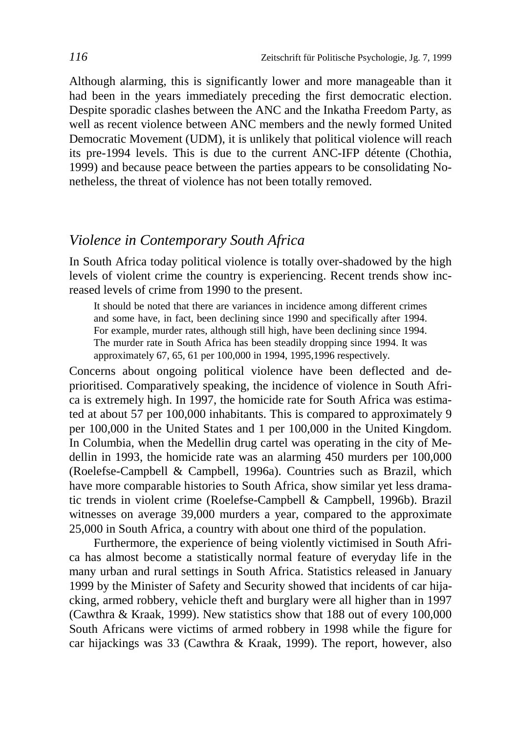Although alarming, this is significantly lower and more manageable than it had been in the years immediately preceding the first democratic election. Despite sporadic clashes between the ANC and the Inkatha Freedom Party, as well as recent violence between ANC members and the newly formed United Democratic Movement (UDM), it is unlikely that political violence will reach its pre-1994 levels. This is due to the current ANC-IFP détente (Chothia, 1999) and because peace between the parties appears to be consolidating Nonetheless, the threat of violence has not been totally removed.

## *Violence in Contemporary South Africa*

In South Africa today political violence is totally over-shadowed by the high levels of violent crime the country is experiencing. Recent trends show increased levels of crime from 1990 to the present.

> It should be noted that there are variances in incidence among different crimes and some have, in fact, been declining since 1990 and specifically after 1994. For example, murder rates, although still high, have been declining since 1994. The murder rate in South Africa has been steadily dropping since 1994. It was approximately 67, 65, 61 per 100,000 in 1994, 1995,1996 respectively.

Concerns about ongoing political violence have been deflected and deprioritised. Comparatively speaking, the incidence of violence in South Africa is extremely high. In 1997, the homicide rate for South Africa was estimated at about 57 per 100,000 inhabitants. This is compared to approximately 9 per 100,000 in the United States and 1 per 100,000 in the United Kingdom. In Columbia, when the Medellin drug cartel was operating in the city of Medellin in 1993, the homicide rate was an alarming 450 murders per 100,000 (Roelefse-Campbell & Campbell, 1996a). Countries such as Brazil, which have more comparable histories to South Africa, show similar yet less dramatic trends in violent crime (Roelefse-Campbell & Campbell, 1996b). Brazil witnesses on average 39,000 murders a year, compared to the approximate 25,000 in South Africa, a country with about one third of the population.

Furthermore, the experience of being violently victimised in South Africa has almost become a statistically normal feature of everyday life in the many urban and rural settings in South Africa. Statistics released in January 1999 by the Minister of Safety and Security showed that incidents of car hijacking, armed robbery, vehicle theft and burglary were all higher than in 1997 (Cawthra & Kraak, 1999). New statistics show that 188 out of every 100,000 South Africans were victims of armed robbery in 1998 while the figure for car hijackings was 33 (Cawthra & Kraak, 1999). The report, however, also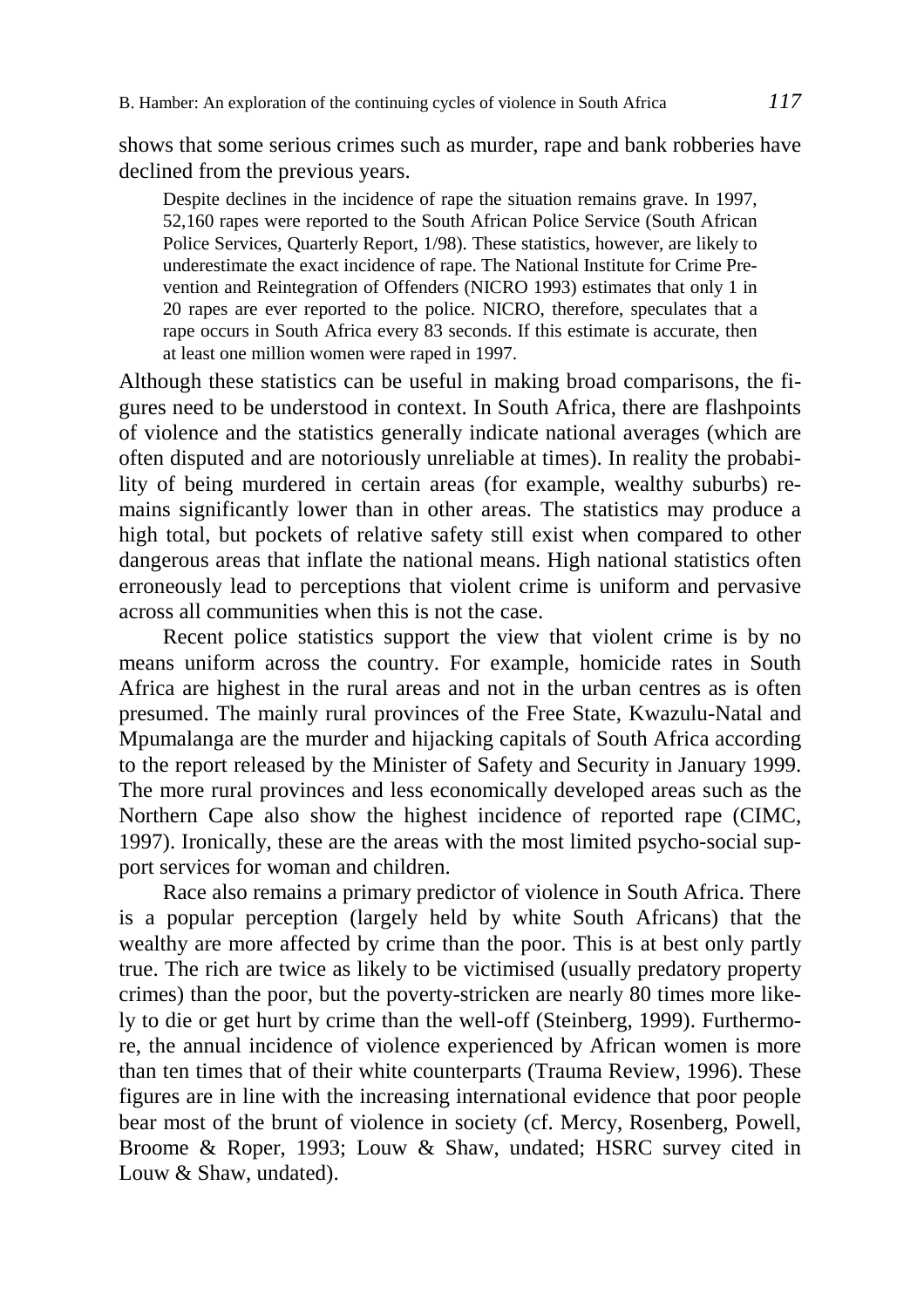shows that some serious crimes such as murder, rape and bank robberies have declined from the previous years.

> Despite declines in the incidence of rape the situation remains grave. In 1997, 52,160 rapes were reported to the South African Police Service (South African Police Services, Quarterly Report, 1/98). These statistics, however, are likely to underestimate the exact incidence of rape. The National Institute for Crime Prevention and Reintegration of Offenders (NICRO 1993) estimates that only 1 in 20 rapes are ever reported to the police. NICRO, therefore, speculates that a rape occurs in South Africa every 83 seconds. If this estimate is accurate, then at least one million women were raped in 1997.

Although these statistics can be useful in making broad comparisons, the figures need to be understood in context. In South Africa, there are flashpoints of violence and the statistics generally indicate national averages (which are often disputed and are notoriously unreliable at times). In reality the probability of being murdered in certain areas (for example, wealthy suburbs) remains significantly lower than in other areas. The statistics may produce a high total, but pockets of relative safety still exist when compared to other dangerous areas that inflate the national means. High national statistics often erroneously lead to perceptions that violent crime is uniform and pervasive across all communities when this is not the case.

Recent police statistics support the view that violent crime is by no means uniform across the country. For example, homicide rates in South Africa are highest in the rural areas and not in the urban centres as is often presumed. The mainly rural provinces of the Free State, Kwazulu-Natal and Mpumalanga are the murder and hijacking capitals of South Africa according to the report released by the Minister of Safety and Security in January 1999. The more rural provinces and less economically developed areas such as the Northern Cape also show the highest incidence of reported rape (CIMC, 1997). Ironically, these are the areas with the most limited psycho-social support services for woman and children.

Race also remains a primary predictor of violence in South Africa. There is a popular perception (largely held by white South Africans) that the wealthy are more affected by crime than the poor. This is at best only partly true. The rich are twice as likely to be victimised (usually predatory property crimes) than the poor, but the poverty-stricken are nearly 80 times more likely to die or get hurt by crime than the well-off (Steinberg, 1999). Furthermore, the annual incidence of violence experienced by African women is more than ten times that of their white counterparts (Trauma Review, 1996). These figures are in line with the increasing international evidence that poor people bear most of the brunt of violence in society (cf. Mercy, Rosenberg, Powell, Broome & Roper, 1993; Louw & Shaw, undated; HSRC survey cited in Louw & Shaw, undated).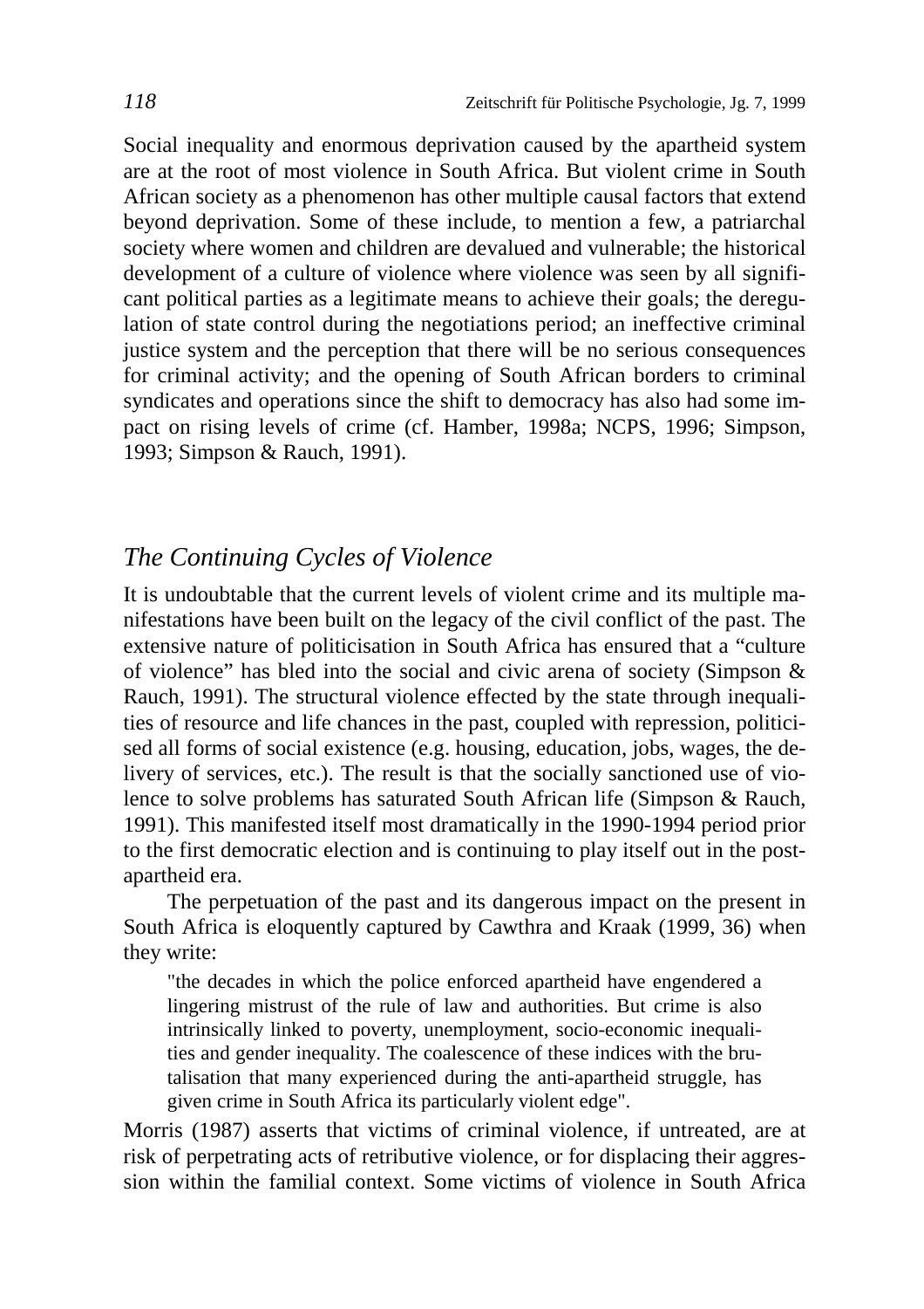Social inequality and enormous deprivation caused by the apartheid system are at the root of most violence in South Africa. But violent crime in South African society as a phenomenon has other multiple causal factors that extend beyond deprivation. Some of these include, to mention a few, a patriarchal society where women and children are devalued and vulnerable; the historical development of a culture of violence where violence was seen by all significant political parties as a legitimate means to achieve their goals; the deregulation of state control during the negotiations period; an ineffective criminal justice system and the perception that there will be no serious consequences for criminal activity; and the opening of South African borders to criminal syndicates and operations since the shift to democracy has also had some impact on rising levels of crime (cf. Hamber, 1998a; NCPS, 1996; Simpson, 1993; Simpson & Rauch, 1991).

## *The Continuing Cycles of Violence*

It is undoubtable that the current levels of violent crime and its multiple manifestations have been built on the legacy of the civil conflict of the past. The extensive nature of politicisation in South Africa has ensured that a "culture of violence" has bled into the social and civic arena of society (Simpson & Rauch, 1991). The structural violence effected by the state through inequalities of resource and life chances in the past, coupled with repression, politicised all forms of social existence (e.g. housing, education, jobs, wages, the delivery of services, etc.). The result is that the socially sanctioned use of violence to solve problems has saturated South African life (Simpson & Rauch, 1991). This manifested itself most dramatically in the 1990-1994 period prior to the first democratic election and is continuing to play itself out in the post-apartheid era.

The perpetuation of the past and its dangerous impact on the present in South Africa is eloquently captured by Cawthra and Kraak (1999, 36) when they write:

> "the decades in which the police enforced apartheid have engendered a lingering mistrust of the rule of law and authorities. But crime is also intrinsically linked to poverty, unemployment, socio-economic inequalities and gender inequality. The coalescence of these indices with the brutalisation that many experienced during the anti-apartheid struggle, has given crime in South Africa its particularly violent edge".

Morris (1987) asserts that victims of criminal violence, if untreated, are at risk of perpetrating acts of retributive violence, or for displacing their aggression within the familial context. Some victims of violence in South Africa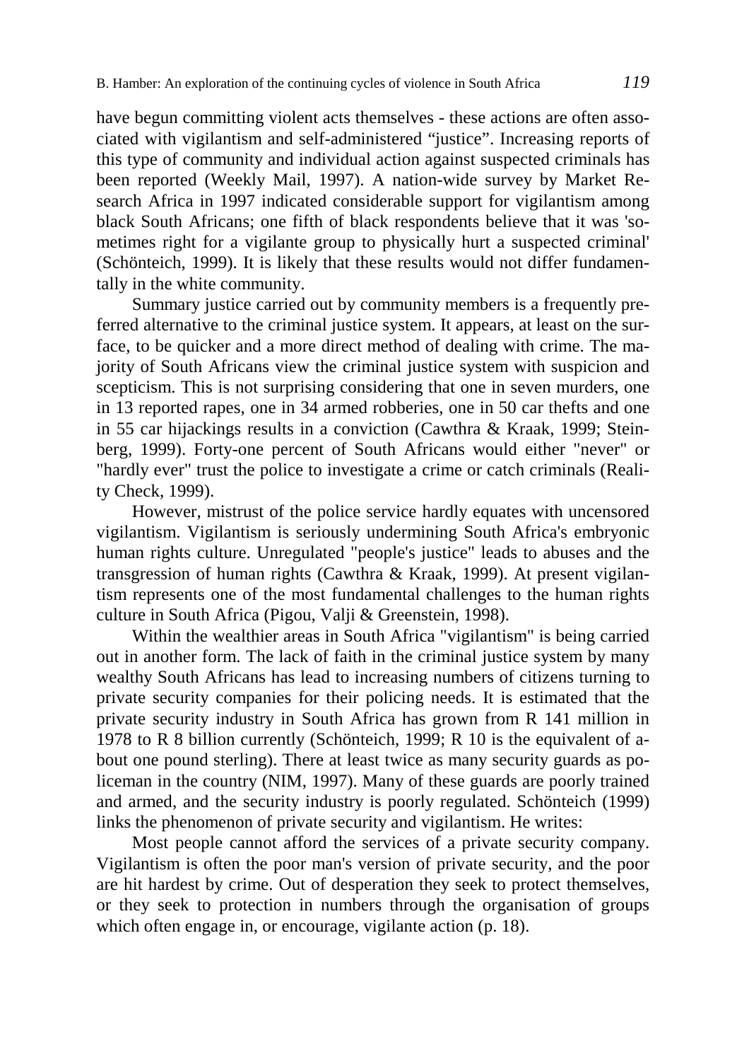have begun committing violent acts themselves - these actions are often associated with vigilantism and self-administered "justice". Increasing reports of this type of community and individual action against suspected criminals has been reported (Weekly Mail, 1997). A nation-wide survey by Market Research Africa in 1997 indicated considerable support for vigilantism among black South Africans; one fifth of black respondents believe that it was 'sometimes right for a vigilante group to physically hurt a suspected criminal' (Schönteich, 1999). It is likely that these results would not differ fundamentally in the white community.

Summary justice carried out by community members is a frequently preferred alternative to the criminal justice system. It appears, at least on the surface, to be quicker and a more direct method of dealing with crime. The majority of South Africans view the criminal justice system with suspicion and scepticism. This is not surprising considering that one in seven murders, one in 13 reported rapes, one in 34 armed robberies, one in 50 car thefts and one in 55 car hijackings results in a conviction (Cawthra & Kraak, 1999; Steinberg, 1999). Forty-one percent of South Africans would either "never" or "hardly ever" trust the police to investigate a crime or catch criminals (Reality Check, 1999).

However, mistrust of the police service hardly equates with uncensored vigilantism. Vigilantism is seriously undermining South Africa's embryonic human rights culture. Unregulated "people's justice" leads to abuses and the transgression of human rights (Cawthra & Kraak, 1999). At present vigilantism represents one of the most fundamental challenges to the human rights culture in South Africa (Pigou, Valji & Greenstein, 1998).

Within the wealthier areas in South Africa "vigilantism" is being carried out in another form. The lack of faith in the criminal justice system by many wealthy South Africans has lead to increasing numbers of citizens turning to private security companies for their policing needs. It is estimated that the private security industry in South Africa has grown from R 141 million in 1978 to R 8 billion currently (Schönteich, 1999; R 10 is the equivalent of about one pound sterling). There at least twice as many security guards as policeman in the country (NIM, 1997). Many of these guards are poorly trained and armed, and the security industry is poorly regulated. Schönteich (1999) links the phenomenon of private security and vigilantism. He writes:

Most people cannot afford the services of a private security company. Vigilantism is often the poor man's version of private security, and the poor are hit hardest by crime. Out of desperation they seek to protect themselves, or they seek to protection in numbers through the organisation of groups which often engage in, or encourage, vigilante action (p. 18).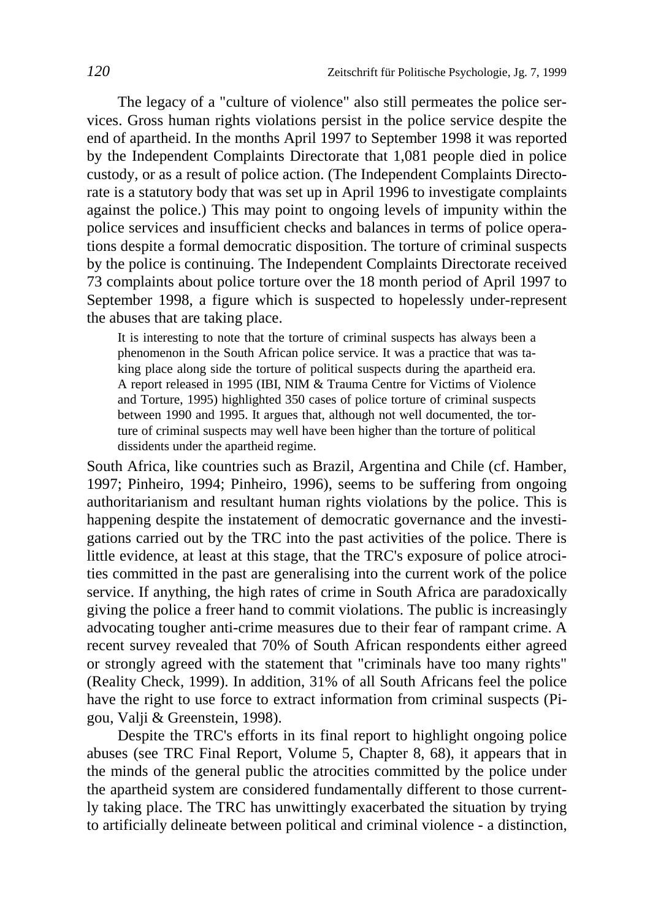The legacy of a "culture of violence" also still permeates the police services. Gross human rights violations persist in the police service despite the end of apartheid. In the months April 1997 to September 1998 it was reported by the Independent Complaints Directorate that 1,081 people died in police custody, or as a result of police action. (The Independent Complaints Directorate is a statutory body that was set up in April 1996 to investigate complaints against the police.) This may point to ongoing levels of impunity within the police services and insufficient checks and balances in terms of police operations despite a formal democratic disposition. The torture of criminal suspects by the police is continuing. The Independent Complaints Directorate received 73 complaints about police torture over the 18 month period of April 1997 to September 1998, a figure which is suspected to hopelessly under-represent the abuses that are taking place.

> It is interesting to note that the torture of criminal suspects has always been a phenomenon in the South African police service. It was a practice that was taking place along side the torture of political suspects during the apartheid era. A report released in 1995 (IBI, NIM & Trauma Centre for Victims of Violence and Torture, 1995) highlighted 350 cases of police torture of criminal suspects between 1990 and 1995. It argues that, although not well documented, the torture of criminal suspects may well have been higher than the torture of political dissidents under the apartheid regime.

South Africa, like countries such as Brazil, Argentina and Chile (cf. Hamber, 1997; Pinheiro, 1994; Pinheiro, 1996), seems to be suffering from ongoing authoritarianism and resultant human rights violations by the police. This is happening despite the instatement of democratic governance and the investigations carried out by the TRC into the past activities of the police. There is little evidence, at least at this stage, that the TRC's exposure of police atrocities committed in the past are generalising into the current work of the police service. If anything, the high rates of crime in South Africa are paradoxically giving the police a freer hand to commit violations. The public is increasingly advocating tougher anti-crime measures due to their fear of rampant crime. A recent survey revealed that 70% of South African respondents either agreed or strongly agreed with the statement that "criminals have too many rights" (Reality Check, 1999). In addition, 31% of all South Africans feel the police have the right to use force to extract information from criminal suspects (Pigou, Valji & Greenstein, 1998).

Despite the TRC's efforts in its final report to highlight ongoing police abuses (see TRC Final Report, Volume 5, Chapter 8, 68), it appears that in the minds of the general public the atrocities committed by the police under the apartheid system are considered fundamentally different to those currently taking place. The TRC has unwittingly exacerbated the situation by trying to artificially delineate between political and criminal violence - a distinction,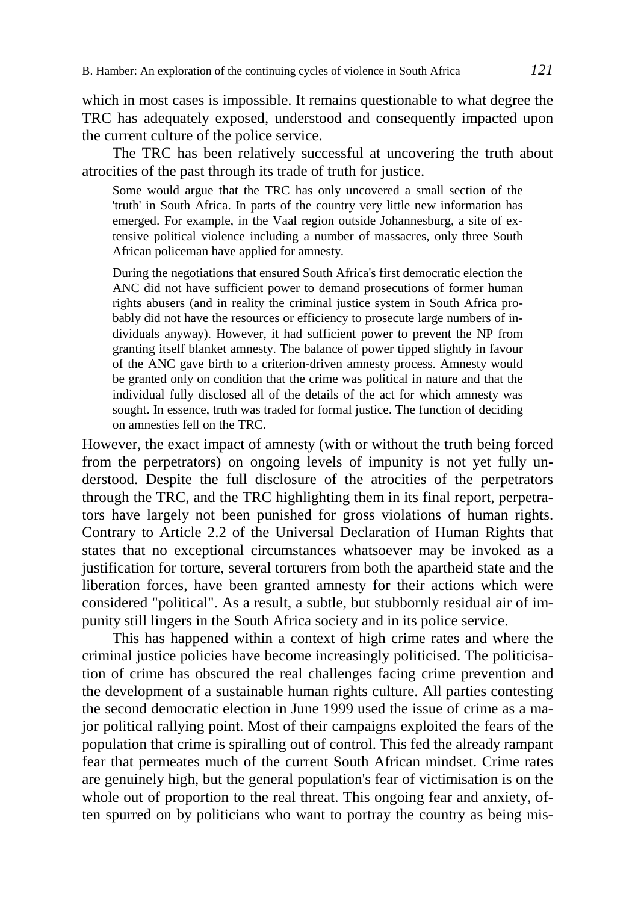which in most cases is impossible. It remains questionable to what degree the TRC has adequately exposed, understood and consequently impacted upon the current culture of the police service.

The TRC has been relatively successful at uncovering the truth about atrocities of the past through its trade of truth for justice.

> Some would argue that the TRC has only uncovered a small section of the 'truth' in South Africa. In parts of the country very little new information has emerged. For example, in the Vaal region outside Johannesburg, a site of extensive political violence including a number of massacres, only three South African policeman have applied for amnesty.
>
> During the negotiations that ensured South Africa's first democratic election the ANC did not have sufficient power to demand prosecutions of former human rights abusers (and in reality the criminal justice system in South Africa probably did not have the resources or efficiency to prosecute large numbers of individuals anyway). However, it had sufficient power to prevent the NP from granting itself blanket amnesty. The balance of power tipped slightly in favour of the ANC gave birth to a criterion-driven amnesty process. Amnesty would be granted only on condition that the crime was political in nature and that the individual fully disclosed all of the details of the act for which amnesty was sought. In essence, truth was traded for formal justice. The function of deciding on amnesties fell on the TRC.

However, the exact impact of amnesty (with or without the truth being forced from the perpetrators) on ongoing levels of impunity is not yet fully understood. Despite the full disclosure of the atrocities of the perpetrators through the TRC, and the TRC highlighting them in its final report, perpetrators have largely not been punished for gross violations of human rights. Contrary to Article 2.2 of the Universal Declaration of Human Rights that states that no exceptional circumstances whatsoever may be invoked as a justification for torture, several torturers from both the apartheid state and the liberation forces, have been granted amnesty for their actions which were considered "political". As a result, a subtle, but stubbornly residual air of impunity still lingers in the South Africa society and in its police service.

This has happened within a context of high crime rates and where the criminal justice policies have become increasingly politicised. The politicisation of crime has obscured the real challenges facing crime prevention and the development of a sustainable human rights culture. All parties contesting the second democratic election in June 1999 used the issue of crime as a major political rallying point. Most of their campaigns exploited the fears of the population that crime is spiralling out of control. This fed the already rampant fear that permeates much of the current South African mindset. Crime rates are genuinely high, but the general population's fear of victimisation is on the whole out of proportion to the real threat. This ongoing fear and anxiety, often spurred on by politicians who want to portray the country as being mis-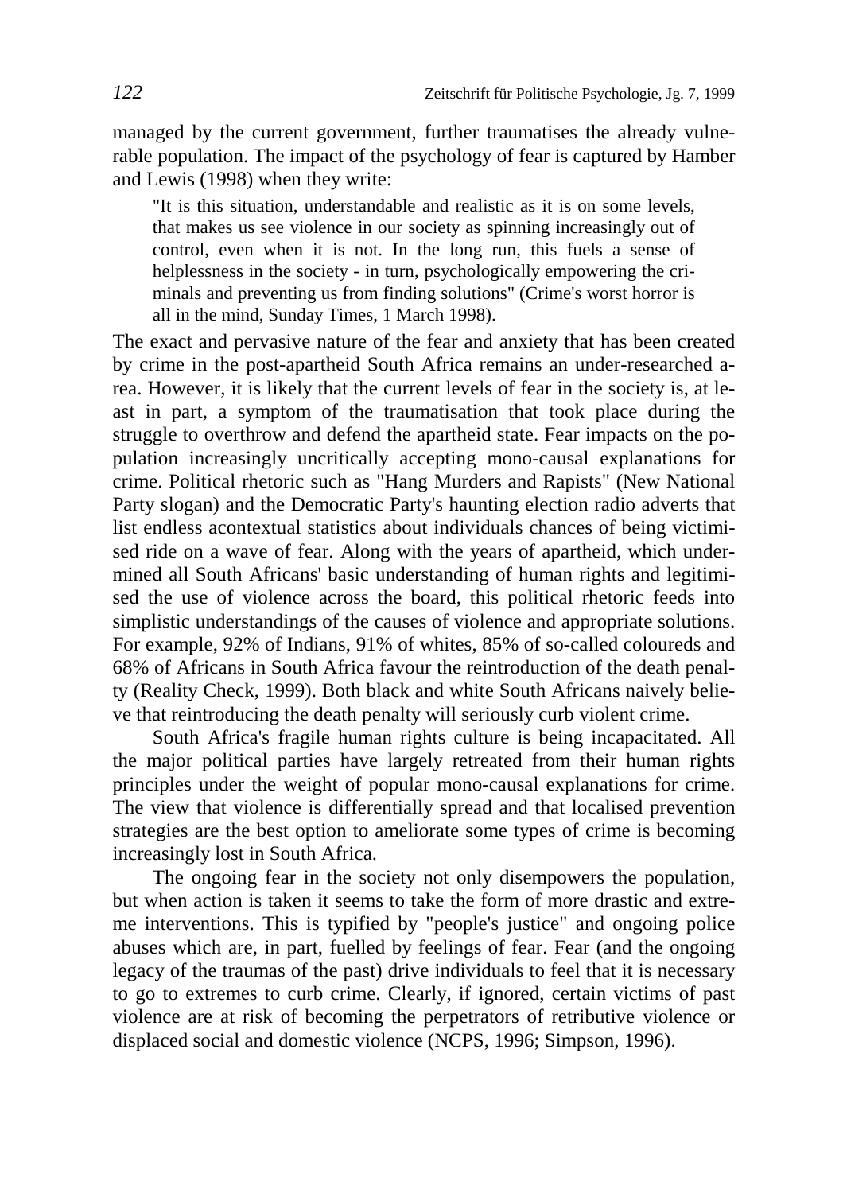managed by the current government, further traumatises the already vulnerable population. The impact of the psychology of fear is captured by Hamber and Lewis (1998) when they write:

> "It is this situation, understandable and realistic as it is on some levels, that makes us see violence in our society as spinning increasingly out of control, even when it is not. In the long run, this fuels a sense of helplessness in the society - in turn, psychologically empowering the criminals and preventing us from finding solutions" (Crime's worst horror is all in the mind, Sunday Times, 1 March 1998).

The exact and pervasive nature of the fear and anxiety that has been created by crime in the post-apartheid South Africa remains an under-researched area. However, it is likely that the current levels of fear in the society is, at least in part, a symptom of the traumatisation that took place during the struggle to overthrow and defend the apartheid state. Fear impacts on the population increasingly uncritically accepting mono-causal explanations for crime. Political rhetoric such as "Hang Murders and Rapists" (New National Party slogan) and the Democratic Party's haunting election radio adverts that list endless acontextual statistics about individuals chances of being victimised ride on a wave of fear. Along with the years of apartheid, which undermined all South Africans' basic understanding of human rights and legitimised the use of violence across the board, this political rhetoric feeds into simplistic understandings of the causes of violence and appropriate solutions. For example, 92% of Indians, 91% of whites, 85% of so-called coloureds and 68% of Africans in South Africa favour the reintroduction of the death penalty (Reality Check, 1999). Both black and white South Africans naively believe that reintroducing the death penalty will seriously curb violent crime.

South Africa's fragile human rights culture is being incapacitated. All the major political parties have largely retreated from their human rights principles under the weight of popular mono-causal explanations for crime. The view that violence is differentially spread and that localised prevention strategies are the best option to ameliorate some types of crime is becoming increasingly lost in South Africa.

The ongoing fear in the society not only disempowers the population, but when action is taken it seems to take the form of more drastic and extreme interventions. This is typified by "people's justice" and ongoing police abuses which are, in part, fuelled by feelings of fear. Fear (and the ongoing legacy of the traumas of the past) drive individuals to feel that it is necessary to go to extremes to curb crime. Clearly, if ignored, certain victims of past violence are at risk of becoming the perpetrators of retributive violence or displaced social and domestic violence (NCPS, 1996; Simpson, 1996).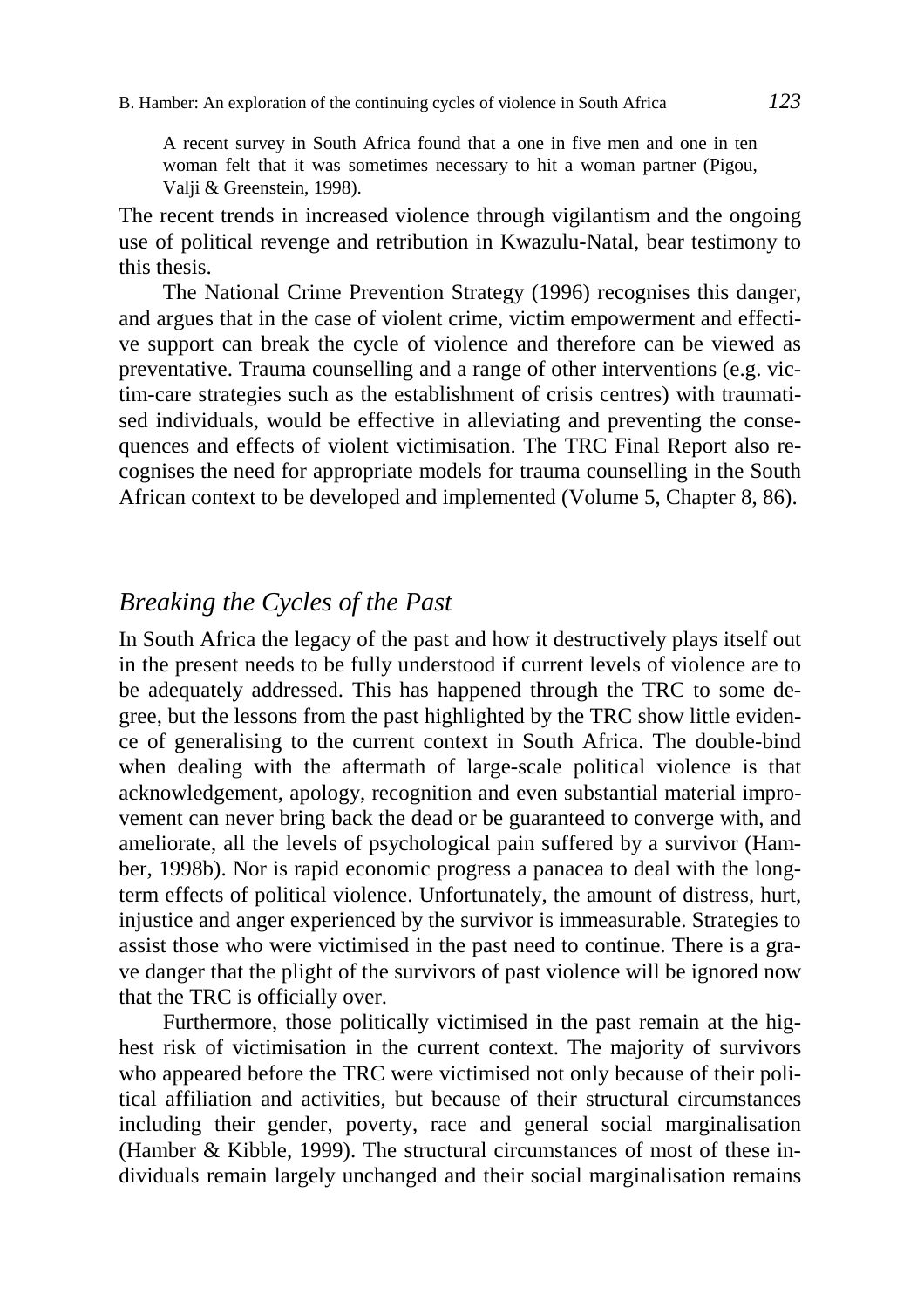> A recent survey in South Africa found that a one in five men and one in ten woman felt that it was sometimes necessary to hit a woman partner (Pigou, Valji & Greenstein, 1998).

The recent trends in increased violence through vigilantism and the ongoing use of political revenge and retribution in Kwazulu-Natal, bear testimony to this thesis.

The National Crime Prevention Strategy (1996) recognises this danger, and argues that in the case of violent crime, victim empowerment and effective support can break the cycle of violence and therefore can be viewed as preventative. Trauma counselling and a range of other interventions (e.g. victim-care strategies such as the establishment of crisis centres) with traumatised individuals, would be effective in alleviating and preventing the consequences and effects of violent victimisation. The TRC Final Report also recognises the need for appropriate models for trauma counselling in the South African context to be developed and implemented (Volume 5, Chapter 8, 86).

## *Breaking the Cycles of the Past*

In South Africa the legacy of the past and how it destructively plays itself out in the present needs to be fully understood if current levels of violence are to be adequately addressed. This has happened through the TRC to some degree, but the lessons from the past highlighted by the TRC show little evidence of generalising to the current context in South Africa. The double-bind when dealing with the aftermath of large-scale political violence is that acknowledgement, apology, recognition and even substantial material improvement can never bring back the dead or be guaranteed to converge with, and ameliorate, all the levels of psychological pain suffered by a survivor (Hamber, 1998b). Nor is rapid economic progress a panacea to deal with the long-term effects of political violence. Unfortunately, the amount of distress, hurt, injustice and anger experienced by the survivor is immeasurable. Strategies to assist those who were victimised in the past need to continue. There is a grave danger that the plight of the survivors of past violence will be ignored now that the TRC is officially over.

Furthermore, those politically victimised in the past remain at the highest risk of victimisation in the current context. The majority of survivors who appeared before the TRC were victimised not only because of their political affiliation and activities, but because of their structural circumstances including their gender, poverty, race and general social marginalisation (Hamber & Kibble, 1999). The structural circumstances of most of these individuals remain largely unchanged and their social marginalisation remains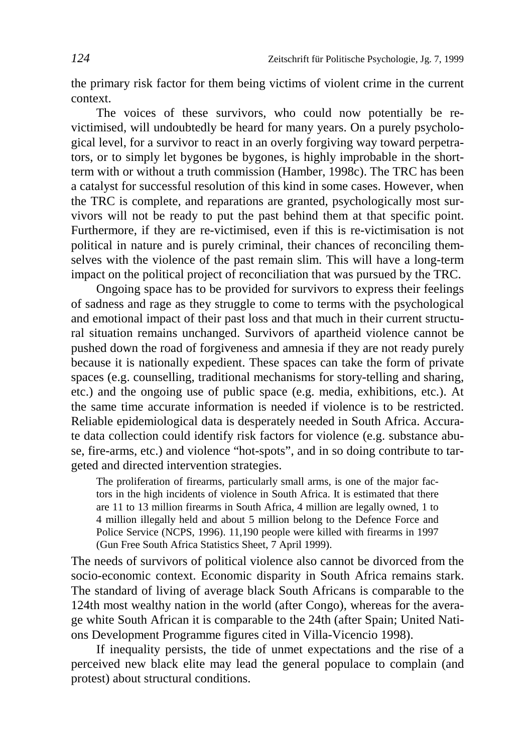the primary risk factor for them being victims of violent crime in the current context.

The voices of these survivors, who could now potentially be re-victimised, will undoubtedly be heard for many years. On a purely psychological level, for a survivor to react in an overly forgiving way toward perpetrators, or to simply let bygones be bygones, is highly improbable in the short-term with or without a truth commission (Hamber, 1998c). The TRC has been a catalyst for successful resolution of this kind in some cases. However, when the TRC is complete, and reparations are granted, psychologically most survivors will not be ready to put the past behind them at that specific point. Furthermore, if they are re-victimised, even if this is re-victimisation is not political in nature and is purely criminal, their chances of reconciling themselves with the violence of the past remain slim. This will have a long-term impact on the political project of reconciliation that was pursued by the TRC.

Ongoing space has to be provided for survivors to express their feelings of sadness and rage as they struggle to come to terms with the psychological and emotional impact of their past loss and that much in their current structural situation remains unchanged. Survivors of apartheid violence cannot be pushed down the road of forgiveness and amnesia if they are not ready purely because it is nationally expedient. These spaces can take the form of private spaces (e.g. counselling, traditional mechanisms for story-telling and sharing, etc.) and the ongoing use of public space (e.g. media, exhibitions, etc.). At the same time accurate information is needed if violence is to be restricted. Reliable epidemiological data is desperately needed in South Africa. Accurate data collection could identify risk factors for violence (e.g. substance abuse, fire-arms, etc.) and violence "hot-spots", and in so doing contribute to targeted and directed intervention strategies.

> The proliferation of firearms, particularly small arms, is one of the major factors in the high incidents of violence in South Africa. It is estimated that there are 11 to 13 million firearms in South Africa, 4 million are legally owned, 1 to 4 million illegally held and about 5 million belong to the Defence Force and Police Service (NCPS, 1996). 11,190 people were killed with firearms in 1997 (Gun Free South Africa Statistics Sheet, 7 April 1999).

The needs of survivors of political violence also cannot be divorced from the socio-economic context. Economic disparity in South Africa remains stark. The standard of living of average black South Africans is comparable to the 124th most wealthy nation in the world (after Congo), whereas for the average white South African it is comparable to the 24th (after Spain; United Nations Development Programme figures cited in Villa-Vicencio 1998).

If inequality persists, the tide of unmet expectations and the rise of a perceived new black elite may lead the general populace to complain (and protest) about structural conditions.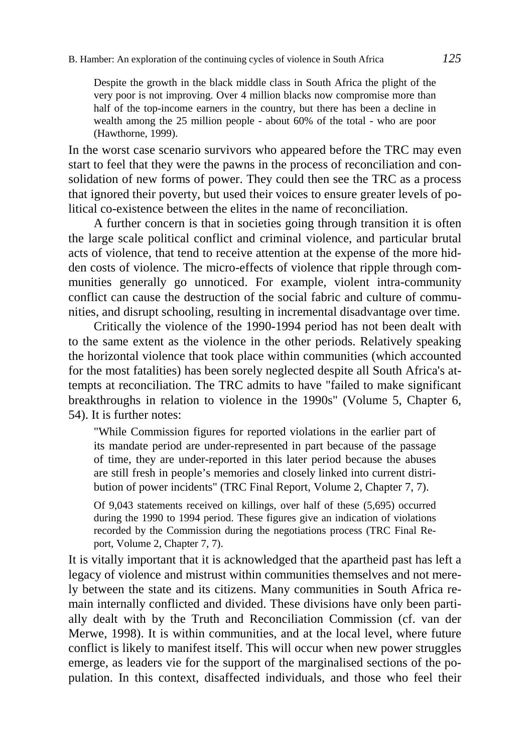> Despite the growth in the black middle class in South Africa the plight of the very poor is not improving. Over 4 million blacks now compromise more than half of the top-income earners in the country, but there has been a decline in wealth among the 25 million people - about 60% of the total - who are poor (Hawthorne, 1999).

In the worst case scenario survivors who appeared before the TRC may even start to feel that they were the pawns in the process of reconciliation and consolidation of new forms of power. They could then see the TRC as a process that ignored their poverty, but used their voices to ensure greater levels of political co-existence between the elites in the name of reconciliation.

A further concern is that in societies going through transition it is often the large scale political conflict and criminal violence, and particular brutal acts of violence, that tend to receive attention at the expense of the more hidden costs of violence. The micro-effects of violence that ripple through communities generally go unnoticed. For example, violent intra-community conflict can cause the destruction of the social fabric and culture of communities, and disrupt schooling, resulting in incremental disadvantage over time.

Critically the violence of the 1990-1994 period has not been dealt with to the same extent as the violence in the other periods. Relatively speaking the horizontal violence that took place within communities (which accounted for the most fatalities) has been sorely neglected despite all South Africa's attempts at reconciliation. The TRC admits to have "failed to make significant breakthroughs in relation to violence in the 1990s" (Volume 5, Chapter 6, 54). It is further notes:

> "While Commission figures for reported violations in the earlier part of its mandate period are under-represented in part because of the passage of time, they are under-reported in this later period because the abuses are still fresh in people's memories and closely linked into current distribution of power incidents" (TRC Final Report, Volume 2, Chapter 7, 7).

> Of 9,043 statements received on killings, over half of these (5,695) occurred during the 1990 to 1994 period. These figures give an indication of violations recorded by the Commission during the negotiations process (TRC Final Report, Volume 2, Chapter 7, 7).

It is vitally important that it is acknowledged that the apartheid past has left a legacy of violence and mistrust within communities themselves and not merely between the state and its citizens. Many communities in South Africa remain internally conflicted and divided. These divisions have only been partially dealt with by the Truth and Reconciliation Commission (cf. van der Merwe, 1998). It is within communities, and at the local level, where future conflict is likely to manifest itself. This will occur when new power struggles emerge, as leaders vie for the support of the marginalised sections of the population. In this context, disaffected individuals, and those who feel their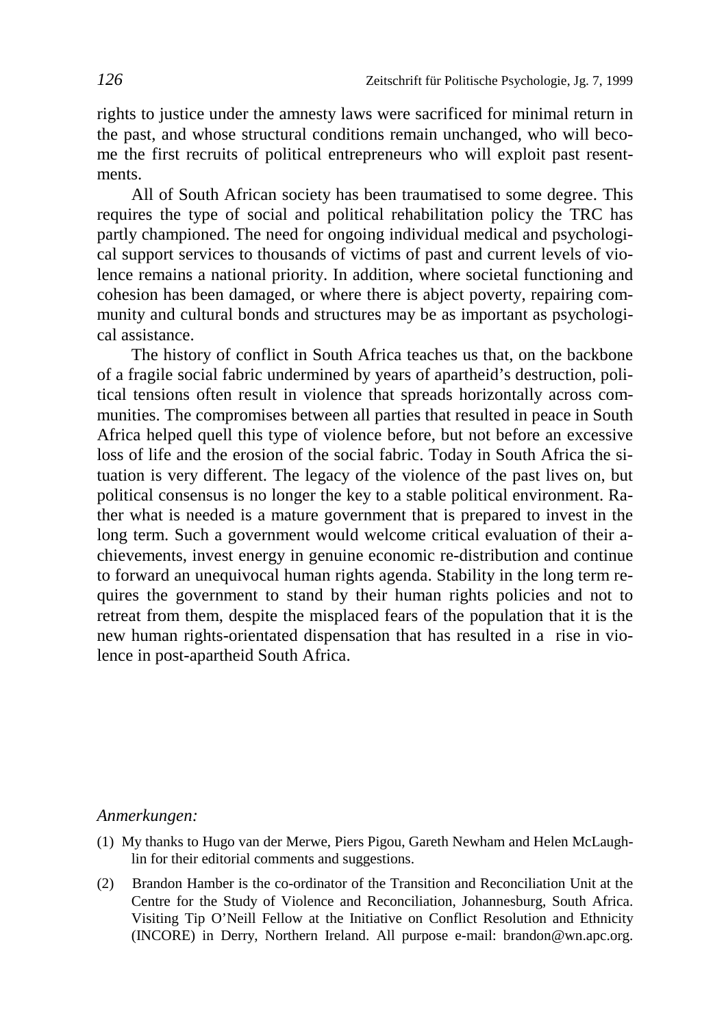rights to justice under the amnesty laws were sacrificed for minimal return in the past, and whose structural conditions remain unchanged, who will become the first recruits of political entrepreneurs who will exploit past resentments.

All of South African society has been traumatised to some degree. This requires the type of social and political rehabilitation policy the TRC has partly championed. The need for ongoing individual medical and psychological support services to thousands of victims of past and current levels of violence remains a national priority. In addition, where societal functioning and cohesion has been damaged, or where there is abject poverty, repairing community and cultural bonds and structures may be as important as psychological assistance.

The history of conflict in South Africa teaches us that, on the backbone of a fragile social fabric undermined by years of apartheid's destruction, political tensions often result in violence that spreads horizontally across communities. The compromises between all parties that resulted in peace in South Africa helped quell this type of violence before, but not before an excessive loss of life and the erosion of the social fabric. Today in South Africa the situation is very different. The legacy of the violence of the past lives on, but political consensus is no longer the key to a stable political environment. Rather what is needed is a mature government that is prepared to invest in the long term. Such a government would welcome critical evaluation of their achievements, invest energy in genuine economic re-distribution and continue to forward an unequivocal human rights agenda. Stability in the long term requires the government to stand by their human rights policies and not to retreat from them, despite the misplaced fears of the population that it is the new human rights-orientated dispensation that has resulted in a rise in violence in post-apartheid South Africa.

*Anmerkungen:*

(1) My thanks to Hugo van der Merwe, Piers Pigou, Gareth Newham and Helen McLaughlin for their editorial comments and suggestions.

(2) Brandon Hamber is the co-ordinator of the Transition and Reconciliation Unit at the Centre for the Study of Violence and Reconciliation, Johannesburg, South Africa. Visiting Tip O'Neill Fellow at the Initiative on Conflict Resolution and Ethnicity (INCORE) in Derry, Northern Ireland. All purpose e-mail: brandon@wn.apc.org.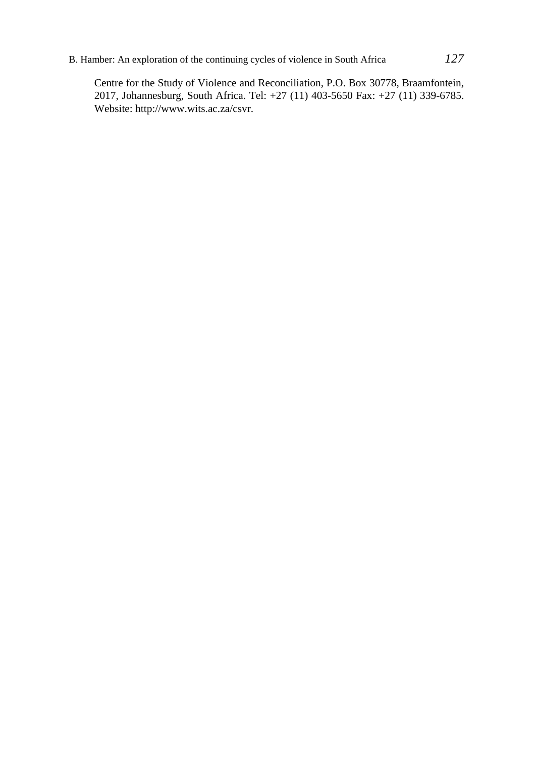Centre for the Study of Violence and Reconciliation, P.O. Box 30778, Braamfontein, 2017, Johannesburg, South Africa. Tel: +27 (11) 403-5650 Fax: +27 (11) 339-6785. Website: http://www.wits.ac.za/csvr.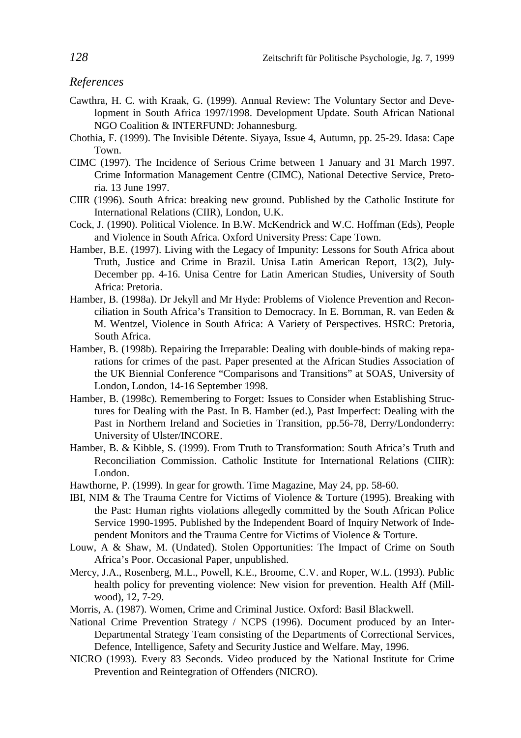## *References*

Cawthra, H. C. with Kraak, G. (1999). Annual Review: The Voluntary Sector and Development in South Africa 1997/1998. Development Update. South African National NGO Coalition & INTERFUND: Johannesburg.

Chothia, F. (1999). The Invisible Détente. Siyaya, Issue 4, Autumn, pp. 25-29. Idasa: Cape Town.

CIMC (1997). The Incidence of Serious Crime between 1 January and 31 March 1997. Crime Information Management Centre (CIMC), National Detective Service, Pretoria. 13 June 1997.

CIIR (1996). South Africa: breaking new ground. Published by the Catholic Institute for International Relations (CIIR), London, U.K.

Cock, J. (1990). Political Violence. In B.W. McKendrick and W.C. Hoffman (Eds), People and Violence in South Africa. Oxford University Press: Cape Town.

Hamber, B.E. (1997). Living with the Legacy of Impunity: Lessons for South Africa about Truth, Justice and Crime in Brazil. Unisa Latin American Report, 13(2), July-December pp. 4-16. Unisa Centre for Latin American Studies, University of South Africa: Pretoria.

Hamber, B. (1998a). Dr Jekyll and Mr Hyde: Problems of Violence Prevention and Reconciliation in South Africa's Transition to Democracy. In E. Bornman, R. van Eeden & M. Wentzel, Violence in South Africa: A Variety of Perspectives. HSRC: Pretoria, South Africa.

Hamber, B. (1998b). Repairing the Irreparable: Dealing with double-binds of making reparations for crimes of the past. Paper presented at the African Studies Association of the UK Biennial Conference "Comparisons and Transitions" at SOAS, University of London, London, 14-16 September 1998.

Hamber, B. (1998c). Remembering to Forget: Issues to Consider when Establishing Structures for Dealing with the Past. In B. Hamber (ed.), Past Imperfect: Dealing with the Past in Northern Ireland and Societies in Transition, pp.56-78, Derry/Londonderry: University of Ulster/INCORE.

Hamber, B. & Kibble, S. (1999). From Truth to Transformation: South Africa's Truth and Reconciliation Commission. Catholic Institute for International Relations (CIIR): London.

Hawthorne, P. (1999). In gear for growth. Time Magazine, May 24, pp. 58-60.

IBI, NIM & The Trauma Centre for Victims of Violence & Torture (1995). Breaking with the Past: Human rights violations allegedly committed by the South African Police Service 1990-1995. Published by the Independent Board of Inquiry Network of Independent Monitors and the Trauma Centre for Victims of Violence & Torture.

Louw, A & Shaw, M. (Undated). Stolen Opportunities: The Impact of Crime on South Africa's Poor. Occasional Paper, unpublished.

Mercy, J.A., Rosenberg, M.L., Powell, K.E., Broome, C.V. and Roper, W.L. (1993). Public health policy for preventing violence: New vision for prevention. Health Aff (Millwood), 12, 7-29.

Morris, A. (1987). Women, Crime and Criminal Justice. Oxford: Basil Blackwell.

National Crime Prevention Strategy / NCPS (1996). Document produced by an Inter-Departmental Strategy Team consisting of the Departments of Correctional Services, Defence, Intelligence, Safety and Security Justice and Welfare. May, 1996.

NICRO (1993). Every 83 Seconds. Video produced by the National Institute for Crime Prevention and Reintegration of Offenders (NICRO).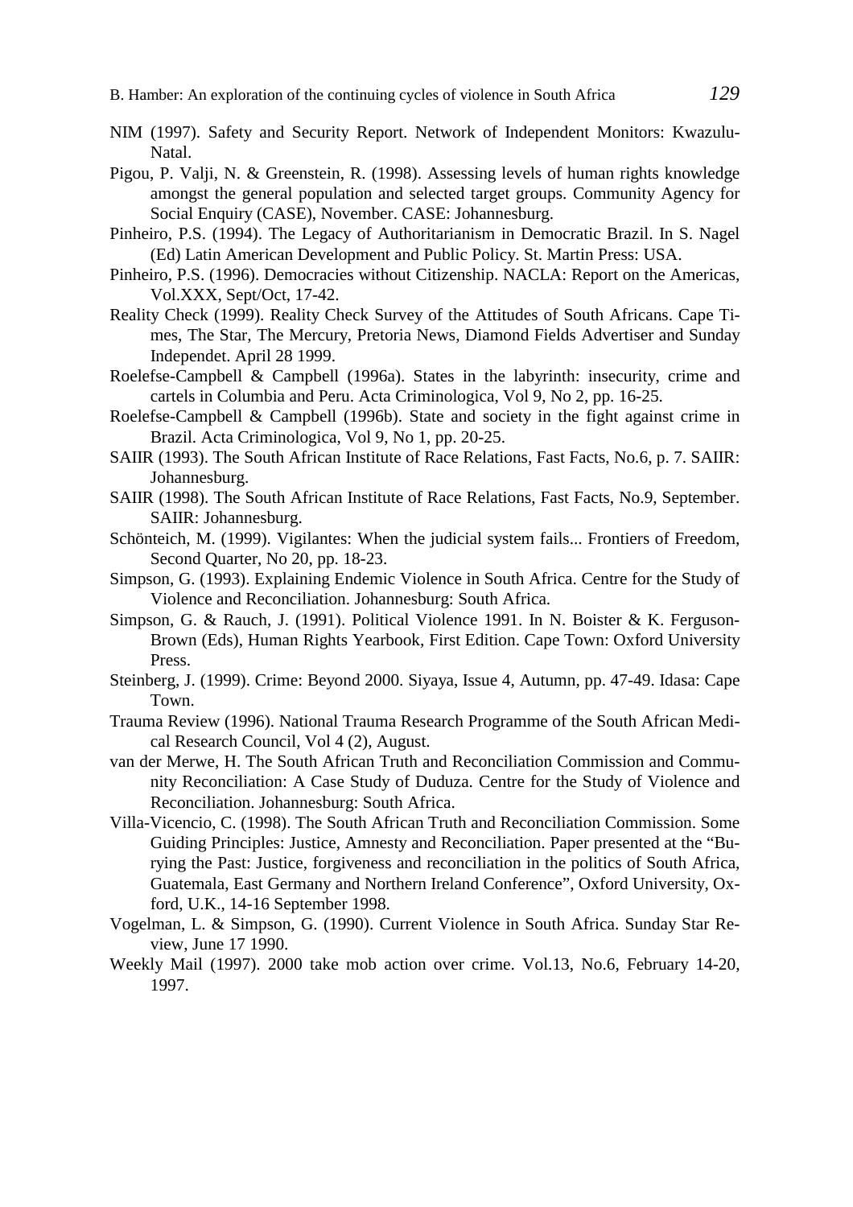NIM (1997). Safety and Security Report. Network of Independent Monitors: Kwazulu-Natal.

Pigou, P. Valji, N. & Greenstein, R. (1998). Assessing levels of human rights knowledge amongst the general population and selected target groups. Community Agency for Social Enquiry (CASE), November. CASE: Johannesburg.

Pinheiro, P.S. (1994). The Legacy of Authoritarianism in Democratic Brazil. In S. Nagel (Ed) Latin American Development and Public Policy. St. Martin Press: USA.

Pinheiro, P.S. (1996). Democracies without Citizenship. NACLA: Report on the Americas, Vol.XXX, Sept/Oct, 17-42.

Reality Check (1999). Reality Check Survey of the Attitudes of South Africans. Cape Times, The Star, The Mercury, Pretoria News, Diamond Fields Advertiser and Sunday Independet. April 28 1999.

Roelefse-Campbell & Campbell (1996a). States in the labyrinth: insecurity, crime and cartels in Columbia and Peru. Acta Criminologica, Vol 9, No 2, pp. 16-25.

Roelefse-Campbell & Campbell (1996b). State and society in the fight against crime in Brazil. Acta Criminologica, Vol 9, No 1, pp. 20-25.

SAIIR (1993). The South African Institute of Race Relations, Fast Facts, No.6, p. 7. SAIIR: Johannesburg.

SAIIR (1998). The South African Institute of Race Relations, Fast Facts, No.9, September. SAIIR: Johannesburg.

Schönteich, M. (1999). Vigilantes: When the judicial system fails... Frontiers of Freedom, Second Quarter, No 20, pp. 18-23.

Simpson, G. (1993). Explaining Endemic Violence in South Africa. Centre for the Study of Violence and Reconciliation. Johannesburg: South Africa.

Simpson, G. & Rauch, J. (1991). Political Violence 1991. In N. Boister & K. Ferguson-Brown (Eds), Human Rights Yearbook, First Edition. Cape Town: Oxford University Press.

Steinberg, J. (1999). Crime: Beyond 2000. Siyaya, Issue 4, Autumn, pp. 47-49. Idasa: Cape Town.

Trauma Review (1996). National Trauma Research Programme of the South African Medical Research Council, Vol 4 (2), August.

van der Merwe, H. The South African Truth and Reconciliation Commission and Community Reconciliation: A Case Study of Duduza. Centre for the Study of Violence and Reconciliation. Johannesburg: South Africa.

Villa-Vicencio, C. (1998). The South African Truth and Reconciliation Commission. Some Guiding Principles: Justice, Amnesty and Reconciliation. Paper presented at the "Burying the Past: Justice, forgiveness and reconciliation in the politics of South Africa, Guatemala, East Germany and Northern Ireland Conference", Oxford University, Oxford, U.K., 14-16 September 1998.

Vogelman, L. & Simpson, G. (1990). Current Violence in South Africa. Sunday Star Review, June 17 1990.

Weekly Mail (1997). 2000 take mob action over crime. Vol.13, No.6, February 14-20, 1997.